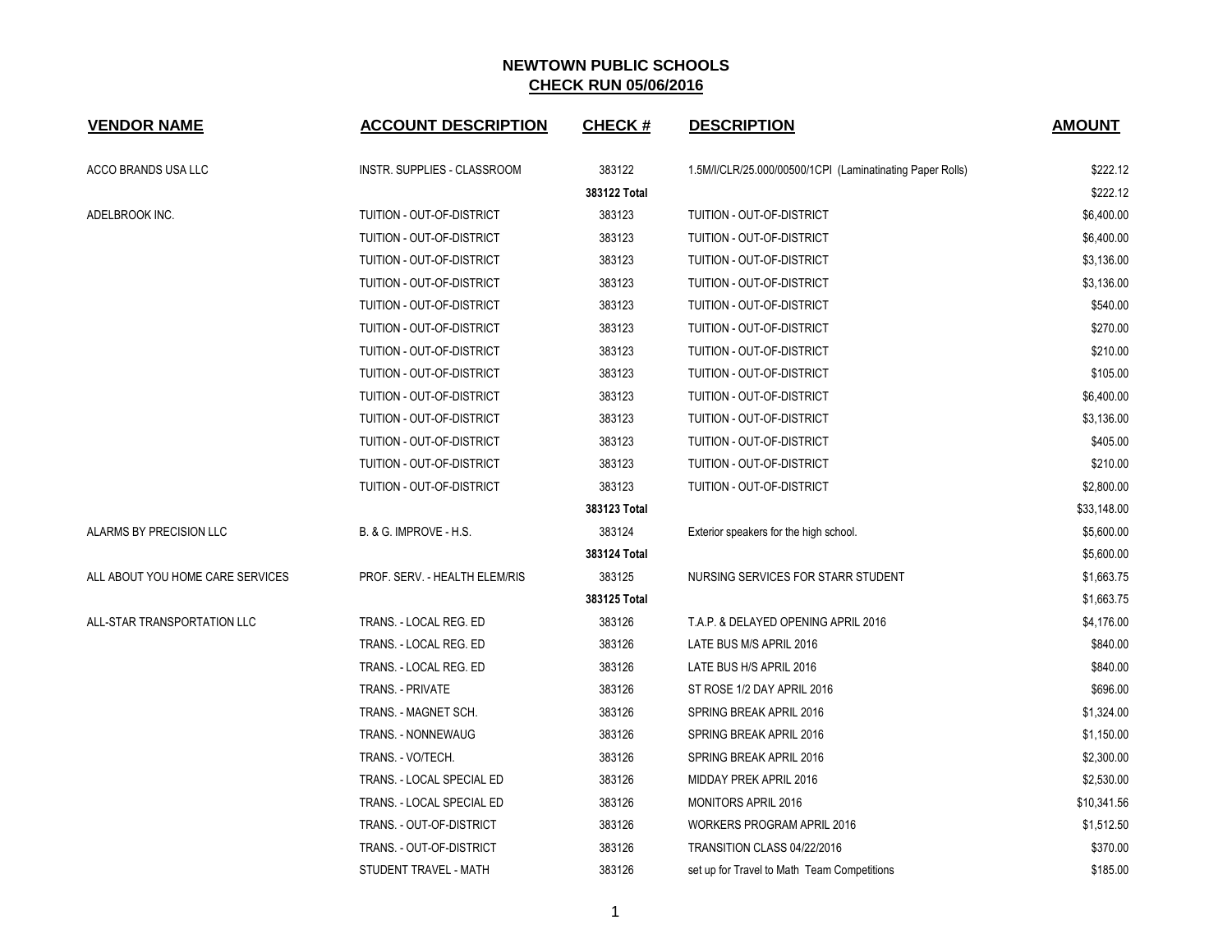# NEWTOWN PUBLIC SCHOOLS
## CHECK RUN 05/06/2016

| VENDOR NAME | ACCOUNT DESCRIPTION | CHECK # | DESCRIPTION | AMOUNT |
|---|---|---|---|---|
| ACCO BRANDS USA LLC | INSTR. SUPPLIES - CLASSROOM | 383122 | 1.5M/I/CLR/25.000/00500/1CPI (Laminatinating Paper Rolls) | $222.12 |
| | | **383122 Total** | | $222.12 |
| ADELBROOK INC. | TUITION - OUT-OF-DISTRICT | 383123 | TUITION - OUT-OF-DISTRICT | $6,400.00 |
| | TUITION - OUT-OF-DISTRICT | 383123 | TUITION - OUT-OF-DISTRICT | $6,400.00 |
| | TUITION - OUT-OF-DISTRICT | 383123 | TUITION - OUT-OF-DISTRICT | $3,136.00 |
| | TUITION - OUT-OF-DISTRICT | 383123 | TUITION - OUT-OF-DISTRICT | $3,136.00 |
| | TUITION - OUT-OF-DISTRICT | 383123 | TUITION - OUT-OF-DISTRICT | $540.00 |
| | TUITION - OUT-OF-DISTRICT | 383123 | TUITION - OUT-OF-DISTRICT | $270.00 |
| | TUITION - OUT-OF-DISTRICT | 383123 | TUITION - OUT-OF-DISTRICT | $210.00 |
| | TUITION - OUT-OF-DISTRICT | 383123 | TUITION - OUT-OF-DISTRICT | $105.00 |
| | TUITION - OUT-OF-DISTRICT | 383123 | TUITION - OUT-OF-DISTRICT | $6,400.00 |
| | TUITION - OUT-OF-DISTRICT | 383123 | TUITION - OUT-OF-DISTRICT | $3,136.00 |
| | TUITION - OUT-OF-DISTRICT | 383123 | TUITION - OUT-OF-DISTRICT | $405.00 |
| | TUITION - OUT-OF-DISTRICT | 383123 | TUITION - OUT-OF-DISTRICT | $210.00 |
| | TUITION - OUT-OF-DISTRICT | 383123 | TUITION - OUT-OF-DISTRICT | $2,800.00 |
| | | **383123 Total** | | $33,148.00 |
| ALARMS BY PRECISION LLC | B. & G. IMPROVE - H.S. | 383124 | Exterior speakers for the high school. | $5,600.00 |
| | | **383124 Total** | | $5,600.00 |
| ALL ABOUT YOU HOME CARE SERVICES | PROF. SERV. - HEALTH ELEM/RIS | 383125 | NURSING SERVICES FOR STARR STUDENT | $1,663.75 |
| | | **383125 Total** | | $1,663.75 |
| ALL-STAR TRANSPORTATION LLC | TRANS. - LOCAL REG. ED | 383126 | T.A.P. & DELAYED OPENING APRIL 2016 | $4,176.00 |
| | TRANS. - LOCAL REG. ED | 383126 | LATE BUS M/S APRIL 2016 | $840.00 |
| | TRANS. - LOCAL REG. ED | 383126 | LATE BUS H/S APRIL 2016 | $840.00 |
| | TRANS. - PRIVATE | 383126 | ST ROSE 1/2 DAY APRIL 2016 | $696.00 |
| | TRANS. - MAGNET SCH. | 383126 | SPRING BREAK APRIL 2016 | $1,324.00 |
| | TRANS. - NONNEWAUG | 383126 | SPRING BREAK APRIL 2016 | $1,150.00 |
| | TRANS. - VO/TECH. | 383126 | SPRING BREAK APRIL 2016 | $2,300.00 |
| | TRANS. - LOCAL SPECIAL ED | 383126 | MIDDAY PREK APRIL 2016 | $2,530.00 |
| | TRANS. - LOCAL SPECIAL ED | 383126 | MONITORS APRIL 2016 | $10,341.56 |
| | TRANS. - OUT-OF-DISTRICT | 383126 | WORKERS PROGRAM APRIL 2016 | $1,512.50 |
| | TRANS. - OUT-OF-DISTRICT | 383126 | TRANSITION CLASS 04/22/2016 | $370.00 |
| | STUDENT TRAVEL - MATH | 383126 | set up for Travel to Math Team Competitions | $185.00 |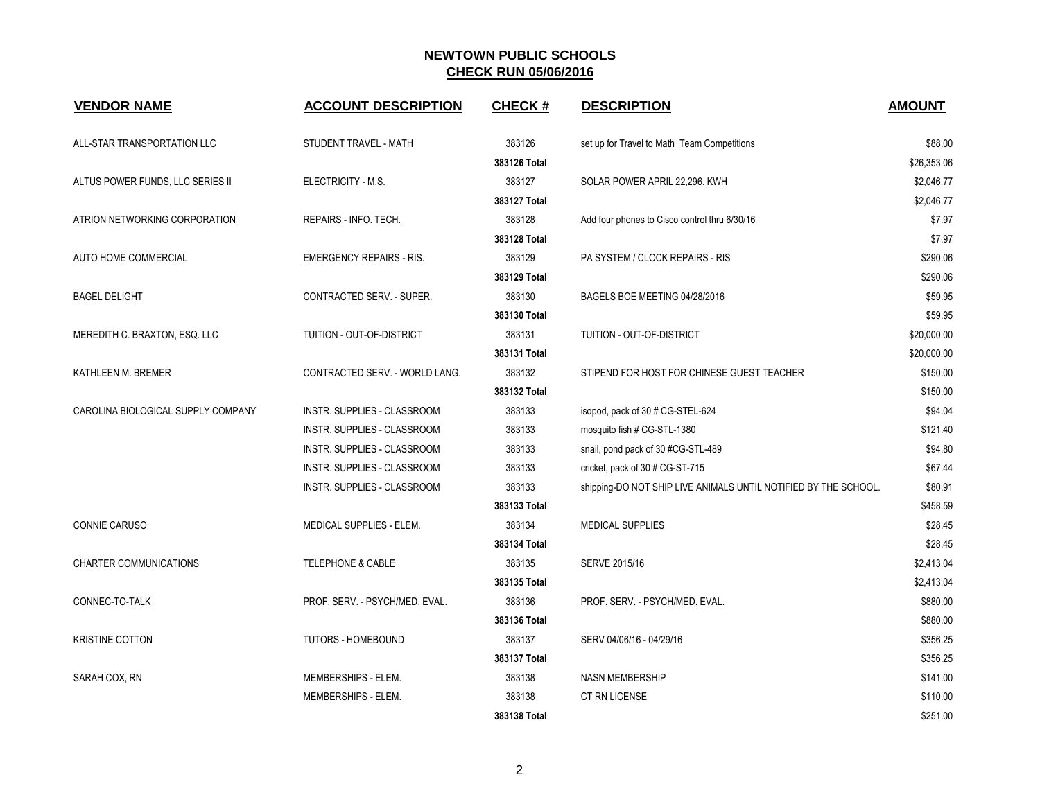# NEWTOWN PUBLIC SCHOOLS

## CHECK RUN 05/06/2016

| VENDOR NAME | ACCOUNT DESCRIPTION | CHECK # | DESCRIPTION | AMOUNT |
|---|---|---|---|---|
| ALL-STAR TRANSPORTATION LLC | STUDENT TRAVEL - MATH | 383126 | set up for Travel to Math Team Competitions | $88.00 |
| | | **383126 Total** | | $26,353.06 |
| ALTUS POWER FUNDS, LLC SERIES II | ELECTRICITY - M.S. | 383127 | SOLAR POWER APRIL 22,296. KWH | $2,046.77 |
| | | **383127 Total** | | $2,046.77 |
| ATRION NETWORKING CORPORATION | REPAIRS - INFO. TECH. | 383128 | Add four phones to Cisco control thru 6/30/16 | $7.97 |
| | | **383128 Total** | | $7.97 |
| AUTO HOME COMMERCIAL | EMERGENCY REPAIRS - RIS. | 383129 | PA SYSTEM / CLOCK REPAIRS - RIS | $290.06 |
| | | **383129 Total** | | $290.06 |
| BAGEL DELIGHT | CONTRACTED SERV. - SUPER. | 383130 | BAGELS BOE MEETING 04/28/2016 | $59.95 |
| | | **383130 Total** | | $59.95 |
| MEREDITH C. BRAXTON, ESQ. LLC | TUITION - OUT-OF-DISTRICT | 383131 | TUITION - OUT-OF-DISTRICT | $20,000.00 |
| | | **383131 Total** | | $20,000.00 |
| KATHLEEN M. BREMER | CONTRACTED SERV. - WORLD LANG. | 383132 | STIPEND FOR HOST FOR CHINESE GUEST TEACHER | $150.00 |
| | | **383132 Total** | | $150.00 |
| CAROLINA BIOLOGICAL SUPPLY COMPANY | INSTR. SUPPLIES - CLASSROOM | 383133 | isopod, pack of 30 # CG-STEL-624 | $94.04 |
| | INSTR. SUPPLIES - CLASSROOM | 383133 | mosquito fish # CG-STL-1380 | $121.40 |
| | INSTR. SUPPLIES - CLASSROOM | 383133 | snail, pond pack of 30 #CG-STL-489 | $94.80 |
| | INSTR. SUPPLIES - CLASSROOM | 383133 | cricket, pack of 30 # CG-ST-715 | $67.44 |
| | INSTR. SUPPLIES - CLASSROOM | 383133 | shipping-DO NOT SHIP LIVE ANIMALS UNTIL NOTIFIED BY THE SCHOOL. | $80.91 |
| | | **383133 Total** | | $458.59 |
| CONNIE CARUSO | MEDICAL SUPPLIES - ELEM. | 383134 | MEDICAL SUPPLIES | $28.45 |
| | | **383134 Total** | | $28.45 |
| CHARTER COMMUNICATIONS | TELEPHONE & CABLE | 383135 | SERVE 2015/16 | $2,413.04 |
| | | **383135 Total** | | $2,413.04 |
| CONNEC-TO-TALK | PROF. SERV. - PSYCH/MED. EVAL. | 383136 | PROF. SERV. - PSYCH/MED. EVAL. | $880.00 |
| | | **383136 Total** | | $880.00 |
| KRISTINE COTTON | TUTORS - HOMEBOUND | 383137 | SERV 04/06/16 - 04/29/16 | $356.25 |
| | | **383137 Total** | | $356.25 |
| SARAH COX, RN | MEMBERSHIPS - ELEM. | 383138 | NASN MEMBERSHIP | $141.00 |
| | MEMBERSHIPS - ELEM. | 383138 | CT RN LICENSE | $110.00 |
| | | **383138 Total** | | $251.00 |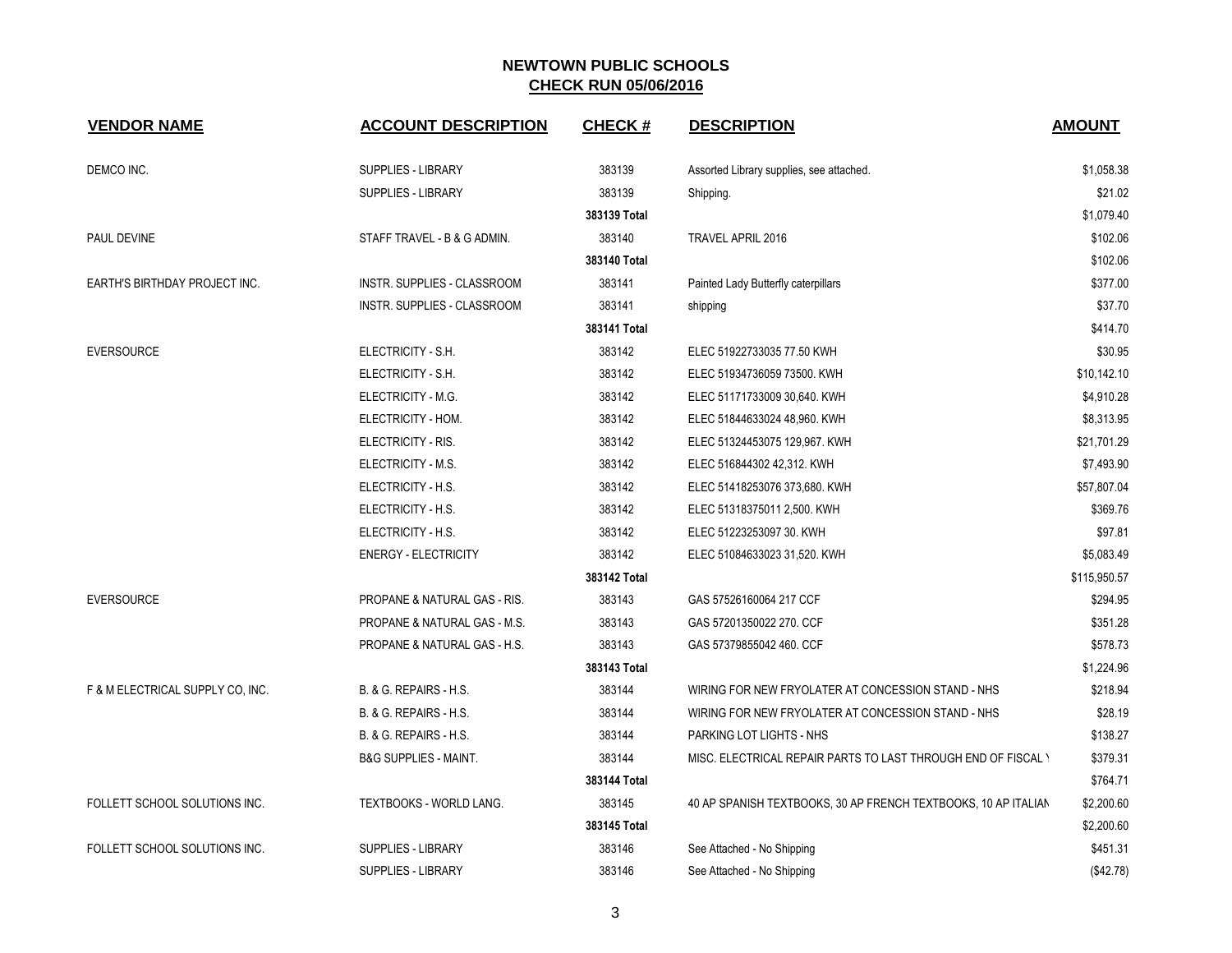# NEWTOWN PUBLIC SCHOOLS
## CHECK RUN 05/06/2016

| VENDOR NAME | ACCOUNT DESCRIPTION | CHECK # | DESCRIPTION | AMOUNT |
|---|---|---|---|---|
| DEMCO INC. | SUPPLIES - LIBRARY | 383139 | Assorted Library supplies, see attached. | $1,058.38 |
| | SUPPLIES - LIBRARY | 383139 | Shipping. | $21.02 |
| | | 383139 Total | | $1,079.40 |
| PAUL DEVINE | STAFF TRAVEL - B & G ADMIN. | 383140 | TRAVEL APRIL 2016 | $102.06 |
| | | 383140 Total | | $102.06 |
| EARTH'S BIRTHDAY PROJECT INC. | INSTR. SUPPLIES - CLASSROOM | 383141 | Painted Lady Butterfly caterpillars | $377.00 |
| | INSTR. SUPPLIES - CLASSROOM | 383141 | shipping | $37.70 |
| | | 383141 Total | | $414.70 |
| EVERSOURCE | ELECTRICITY - S.H. | 383142 | ELEC 51922733035 77.50 KWH | $30.95 |
| | ELECTRICITY - S.H. | 383142 | ELEC 51934736059 73500. KWH | $10,142.10 |
| | ELECTRICITY - M.G. | 383142 | ELEC 51171733009 30,640. KWH | $4,910.28 |
| | ELECTRICITY - HOM. | 383142 | ELEC 51844633024 48,960. KWH | $8,313.95 |
| | ELECTRICITY - RIS. | 383142 | ELEC 51324453075 129,967. KWH | $21,701.29 |
| | ELECTRICITY - M.S. | 383142 | ELEC 516844302 42,312. KWH | $7,493.90 |
| | ELECTRICITY - H.S. | 383142 | ELEC 51418253076 373,680. KWH | $57,807.04 |
| | ELECTRICITY - H.S. | 383142 | ELEC 51318375011 2,500. KWH | $369.76 |
| | ELECTRICITY - H.S. | 383142 | ELEC 51223253097 30. KWH | $97.81 |
| | ENERGY - ELECTRICITY | 383142 | ELEC 51084633023 31,520. KWH | $5,083.49 |
| | | 383142 Total | | $115,950.57 |
| EVERSOURCE | PROPANE & NATURAL GAS - RIS. | 383143 | GAS 57526160064 217 CCF | $294.95 |
| | PROPANE & NATURAL GAS - M.S. | 383143 | GAS 57201350022 270. CCF | $351.28 |
| | PROPANE & NATURAL GAS - H.S. | 383143 | GAS 57379855042 460. CCF | $578.73 |
| | | 383143 Total | | $1,224.96 |
| F & M ELECTRICAL SUPPLY CO, INC. | B. & G. REPAIRS - H.S. | 383144 | WIRING FOR NEW FRYOLATER AT CONCESSION STAND - NHS | $218.94 |
| | B. & G. REPAIRS - H.S. | 383144 | WIRING FOR NEW FRYOLATER AT CONCESSION STAND - NHS | $28.19 |
| | B. & G. REPAIRS - H.S. | 383144 | PARKING LOT LIGHTS - NHS | $138.27 |
| | B&G SUPPLIES - MAINT. | 383144 | MISC. ELECTRICAL REPAIR PARTS TO LAST THROUGH END OF FISCAL Y | $379.31 |
| | | 383144 Total | | $764.71 |
| FOLLETT SCHOOL SOLUTIONS INC. | TEXTBOOKS - WORLD LANG. | 383145 | 40 AP SPANISH TEXTBOOKS, 30 AP FRENCH TEXTBOOKS, 10 AP ITALIAN | $2,200.60 |
| | | 383145 Total | | $2,200.60 |
| FOLLETT SCHOOL SOLUTIONS INC. | SUPPLIES - LIBRARY | 383146 | See Attached - No Shipping | $451.31 |
| | SUPPLIES - LIBRARY | 383146 | See Attached - No Shipping | ($42.78) |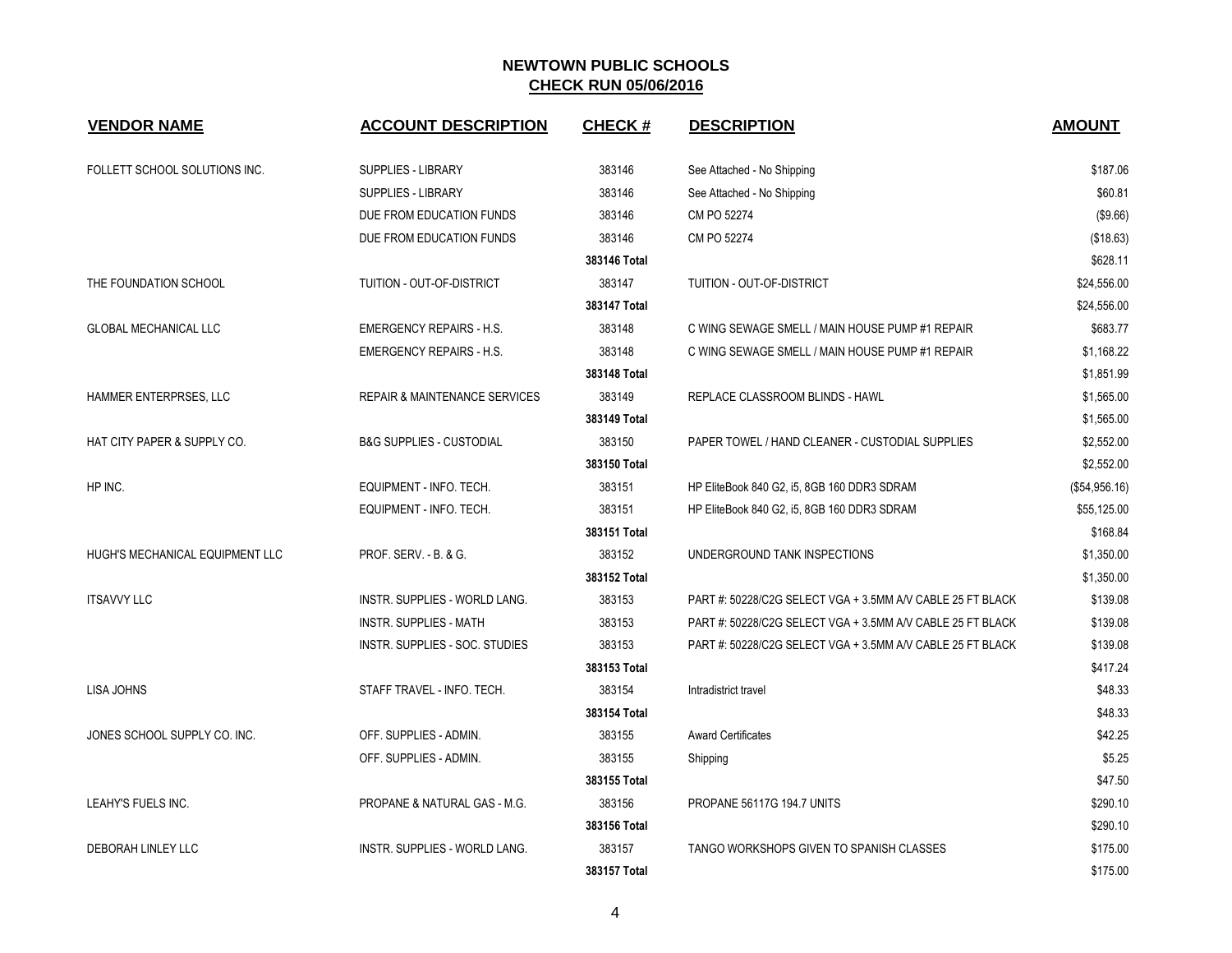## NEWTOWN PUBLIC SCHOOLS
## CHECK RUN 05/06/2016

| VENDOR NAME | ACCOUNT DESCRIPTION | CHECK # | DESCRIPTION | AMOUNT |
|---|---|---|---|---|
| FOLLETT SCHOOL SOLUTIONS INC. | SUPPLIES - LIBRARY | 383146 | See Attached - No Shipping | $187.06 |
| | SUPPLIES - LIBRARY | 383146 | See Attached - No Shipping | $60.81 |
| | DUE FROM EDUCATION FUNDS | 383146 | CM PO 52274 | ($9.66) |
| | DUE FROM EDUCATION FUNDS | 383146 | CM PO 52274 | ($18.63) |
| | | **383146 Total** | | $628.11 |
| THE FOUNDATION SCHOOL | TUITION - OUT-OF-DISTRICT | 383147 | TUITION - OUT-OF-DISTRICT | $24,556.00 |
| | | **383147 Total** | | $24,556.00 |
| GLOBAL MECHANICAL LLC | EMERGENCY REPAIRS - H.S. | 383148 | C WING SEWAGE SMELL / MAIN HOUSE PUMP #1 REPAIR | $683.77 |
| | EMERGENCY REPAIRS - H.S. | 383148 | C WING SEWAGE SMELL / MAIN HOUSE PUMP #1 REPAIR | $1,168.22 |
| | | **383148 Total** | | $1,851.99 |
| HAMMER ENTERPRSES, LLC | REPAIR & MAINTENANCE SERVICES | 383149 | REPLACE CLASSROOM BLINDS - HAWL | $1,565.00 |
| | | **383149 Total** | | $1,565.00 |
| HAT CITY PAPER & SUPPLY CO. | B&G SUPPLIES - CUSTODIAL | 383150 | PAPER TOWEL / HAND CLEANER - CUSTODIAL SUPPLIES | $2,552.00 |
| | | **383150 Total** | | $2,552.00 |
| HP INC. | EQUIPMENT - INFO. TECH. | 383151 | HP EliteBook 840 G2, i5, 8GB 160 DDR3 SDRAM | ($54,956.16) |
| | EQUIPMENT - INFO. TECH. | 383151 | HP EliteBook 840 G2, i5, 8GB 160 DDR3 SDRAM | $55,125.00 |
| | | **383151 Total** | | $168.84 |
| HUGH'S MECHANICAL EQUIPMENT LLC | PROF. SERV. - B. & G. | 383152 | UNDERGROUND TANK INSPECTIONS | $1,350.00 |
| | | **383152 Total** | | $1,350.00 |
| ITSAVVY LLC | INSTR. SUPPLIES - WORLD LANG. | 383153 | PART #: 50228/C2G SELECT VGA + 3.5MM A/V CABLE 25 FT BLACK | $139.08 |
| | INSTR. SUPPLIES - MATH | 383153 | PART #: 50228/C2G SELECT VGA + 3.5MM A/V CABLE 25 FT BLACK | $139.08 |
| | INSTR. SUPPLIES - SOC. STUDIES | 383153 | PART #: 50228/C2G SELECT VGA + 3.5MM A/V CABLE 25 FT BLACK | $139.08 |
| | | **383153 Total** | | $417.24 |
| LISA JOHNS | STAFF TRAVEL - INFO. TECH. | 383154 | Intradistrict travel | $48.33 |
| | | **383154 Total** | | $48.33 |
| JONES SCHOOL SUPPLY CO. INC. | OFF. SUPPLIES - ADMIN. | 383155 | Award Certificates | $42.25 |
| | OFF. SUPPLIES - ADMIN. | 383155 | Shipping | $5.25 |
| | | **383155 Total** | | $47.50 |
| LEAHY'S FUELS INC. | PROPANE & NATURAL GAS - M.G. | 383156 | PROPANE 56117G 194.7 UNITS | $290.10 |
| | | **383156 Total** | | $290.10 |
| DEBORAH LINLEY LLC | INSTR. SUPPLIES - WORLD LANG. | 383157 | TANGO WORKSHOPS GIVEN TO SPANISH CLASSES | $175.00 |
| | | **383157 Total** | | $175.00 |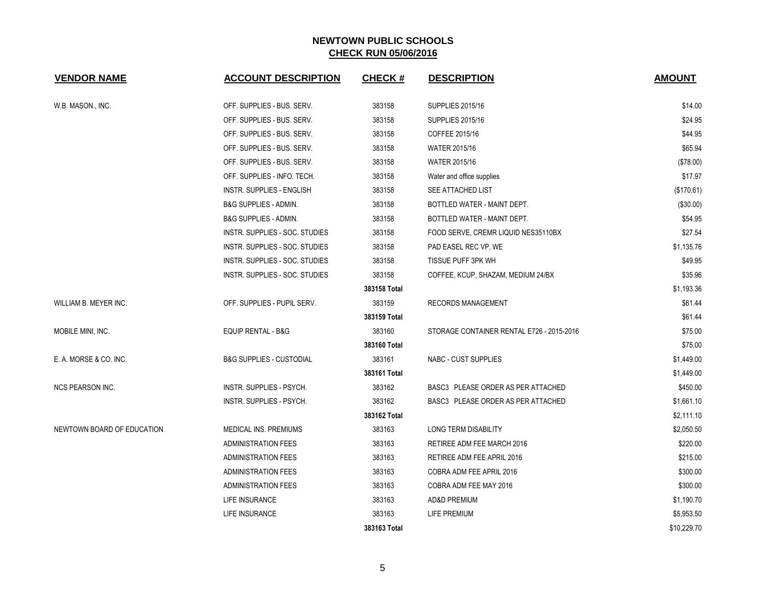## NEWTOWN PUBLIC SCHOOLS

### CHECK RUN 05/06/2016

| VENDOR NAME | ACCOUNT DESCRIPTION | CHECK # | DESCRIPTION | AMOUNT |
|---|---|---|---|---|
| W.B. MASON., INC. | OFF. SUPPLIES - BUS. SERV. | 383158 | SUPPLIES 2015/16 | $14.00 |
| | OFF. SUPPLIES - BUS. SERV. | 383158 | SUPPLIES 2015/16 | $24.95 |
| | OFF. SUPPLIES - BUS. SERV. | 383158 | COFFEE 2015/16 | $44.95 |
| | OFF. SUPPLIES - BUS. SERV. | 383158 | WATER 2015/16 | $65.94 |
| | OFF. SUPPLIES - BUS. SERV. | 383158 | WATER 2015/16 | ($78.00) |
| | OFF. SUPPLIES - INFO. TECH. | 383158 | Water and office supplies | $17.97 |
| | INSTR. SUPPLIES - ENGLISH | 383158 | SEE ATTACHED LIST | ($170.61) |
| | B&G SUPPLIES - ADMIN. | 383158 | BOTTLED WATER - MAINT DEPT. | ($30.00) |
| | B&G SUPPLIES - ADMIN. | 383158 | BOTTLED WATER - MAINT DEPT. | $54.95 |
| | INSTR. SUPPLIES - SOC. STUDIES | 383158 | FOOD SERVE, CREMR LIQUID NES35110BX | $27.54 |
| | INSTR. SUPPLIES - SOC. STUDIES | 383158 | PAD EASEL REC VP, WE | $1,135.76 |
| | INSTR. SUPPLIES - SOC. STUDIES | 383158 | TISSUE PUFF 3PK WH | $49.95 |
| | INSTR. SUPPLIES - SOC. STUDIES | 383158 | COFFEE, KCUP, SHAZAM, MEDIUM 24/BX | $35.96 |
| | | **383158 Total** | | $1,193.36 |
| WILLIAM B. MEYER INC. | OFF. SUPPLIES - PUPIL SERV. | 383159 | RECORDS MANAGEMENT | $61.44 |
| | | **383159 Total** | | $61.44 |
| MOBILE MINI, INC. | EQUIP RENTAL - B&G | 383160 | STORAGE CONTAINER RENTAL E726 - 2015-2016 | $75.00 |
| | | **383160 Total** | | $75.00 |
| E. A. MORSE & CO. INC. | B&G SUPPLIES - CUSTODIAL | 383161 | NABC - CUST SUPPLIES | $1,449.00 |
| | | **383161 Total** | | $1,449.00 |
| NCS PEARSON INC. | INSTR. SUPPLIES - PSYCH. | 383162 | BASC3 PLEASE ORDER AS PER ATTACHED | $450.00 |
| | INSTR. SUPPLIES - PSYCH. | 383162 | BASC3 PLEASE ORDER AS PER ATTACHED | $1,661.10 |
| | | **383162 Total** | | $2,111.10 |
| NEWTOWN BOARD OF EDUCATION | MEDICAL INS. PREMIUMS | 383163 | LONG TERM DISABILITY | $2,050.50 |
| | ADMINISTRATION FEES | 383163 | RETIREE ADM FEE MARCH 2016 | $220.00 |
| | ADMINISTRATION FEES | 383163 | RETIREE ADM FEE APRIL 2016 | $215.00 |
| | ADMINISTRATION FEES | 383163 | COBRA ADM FEE APRIL 2016 | $300.00 |
| | ADMINISTRATION FEES | 383163 | COBRA ADM FEE MAY 2016 | $300.00 |
| | LIFE INSURANCE | 383163 | AD&D PREMIUM | $1,190.70 |
| | LIFE INSURANCE | 383163 | LIFE PREMIUM | $5,953.50 |
| | | **383163 Total** | | $10,229.70 |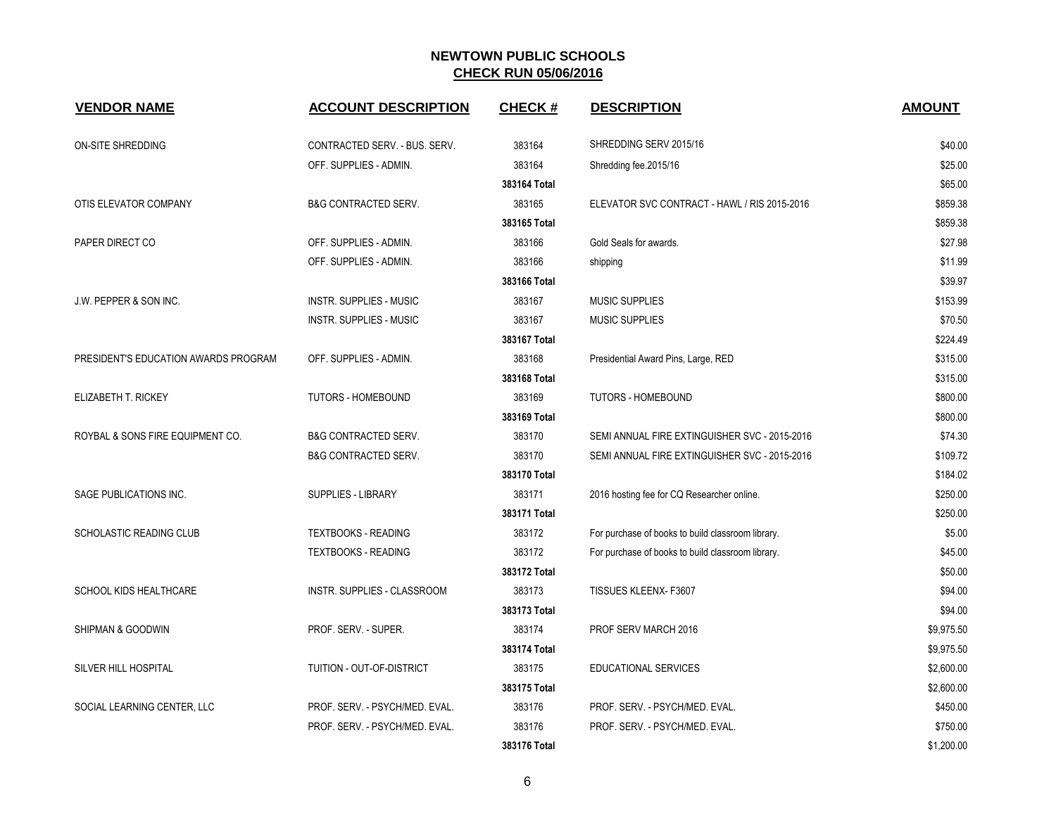# NEWTOWN PUBLIC SCHOOLS

## CHECK RUN 05/06/2016

| VENDOR NAME | ACCOUNT DESCRIPTION | CHECK # | DESCRIPTION | AMOUNT |
|---|---|---|---|---|
| ON-SITE SHREDDING | CONTRACTED SERV. - BUS. SERV. | 383164 | SHREDDING SERV 2015/16 | $40.00 |
| | OFF. SUPPLIES - ADMIN. | 383164 | Shredding fee.2015/16 | $25.00 |
| | | 383164 Total | | $65.00 |
| OTIS ELEVATOR COMPANY | B&G CONTRACTED SERV. | 383165 | ELEVATOR SVC CONTRACT - HAWL / RIS 2015-2016 | $859.38 |
| | | 383165 Total | | $859.38 |
| PAPER DIRECT CO | OFF. SUPPLIES - ADMIN. | 383166 | Gold Seals for awards. | $27.98 |
| | OFF. SUPPLIES - ADMIN. | 383166 | shipping | $11.99 |
| | | 383166 Total | | $39.97 |
| J.W. PEPPER & SON INC. | INSTR. SUPPLIES - MUSIC | 383167 | MUSIC SUPPLIES | $153.99 |
| | INSTR. SUPPLIES - MUSIC | 383167 | MUSIC SUPPLIES | $70.50 |
| | | 383167 Total | | $224.49 |
| PRESIDENT'S EDUCATION AWARDS PROGRAM | OFF. SUPPLIES - ADMIN. | 383168 | Presidential Award Pins, Large, RED | $315.00 |
| | | 383168 Total | | $315.00 |
| ELIZABETH T. RICKEY | TUTORS - HOMEBOUND | 383169 | TUTORS - HOMEBOUND | $800.00 |
| | | 383169 Total | | $800.00 |
| ROYBAL & SONS FIRE EQUIPMENT CO. | B&G CONTRACTED SERV. | 383170 | SEMI ANNUAL FIRE EXTINGUISHER SVC - 2015-2016 | $74.30 |
| | B&G CONTRACTED SERV. | 383170 | SEMI ANNUAL FIRE EXTINGUISHER SVC - 2015-2016 | $109.72 |
| | | 383170 Total | | $184.02 |
| SAGE PUBLICATIONS INC. | SUPPLIES - LIBRARY | 383171 | 2016 hosting fee for CQ Researcher online. | $250.00 |
| | | 383171 Total | | $250.00 |
| SCHOLASTIC READING CLUB | TEXTBOOKS - READING | 383172 | For purchase of books to build classroom library. | $5.00 |
| | TEXTBOOKS - READING | 383172 | For purchase of books to build classroom library. | $45.00 |
| | | 383172 Total | | $50.00 |
| SCHOOL KIDS HEALTHCARE | INSTR. SUPPLIES - CLASSROOM | 383173 | TISSUES KLEENEX- F3607 | $94.00 |
| | | 383173 Total | | $94.00 |
| SHIPMAN & GOODWIN | PROF. SERV. - SUPER. | 383174 | PROF SERV MARCH 2016 | $9,975.50 |
| | | 383174 Total | | $9,975.50 |
| SILVER HILL HOSPITAL | TUITION - OUT-OF-DISTRICT | 383175 | EDUCATIONAL SERVICES | $2,600.00 |
| | | 383175 Total | | $2,600.00 |
| SOCIAL LEARNING CENTER, LLC | PROF. SERV. - PSYCH/MED. EVAL. | 383176 | PROF. SERV. - PSYCH/MED. EVAL. | $450.00 |
| | PROF. SERV. - PSYCH/MED. EVAL. | 383176 | PROF. SERV. - PSYCH/MED. EVAL. | $750.00 |
| | | 383176 Total | | $1,200.00 |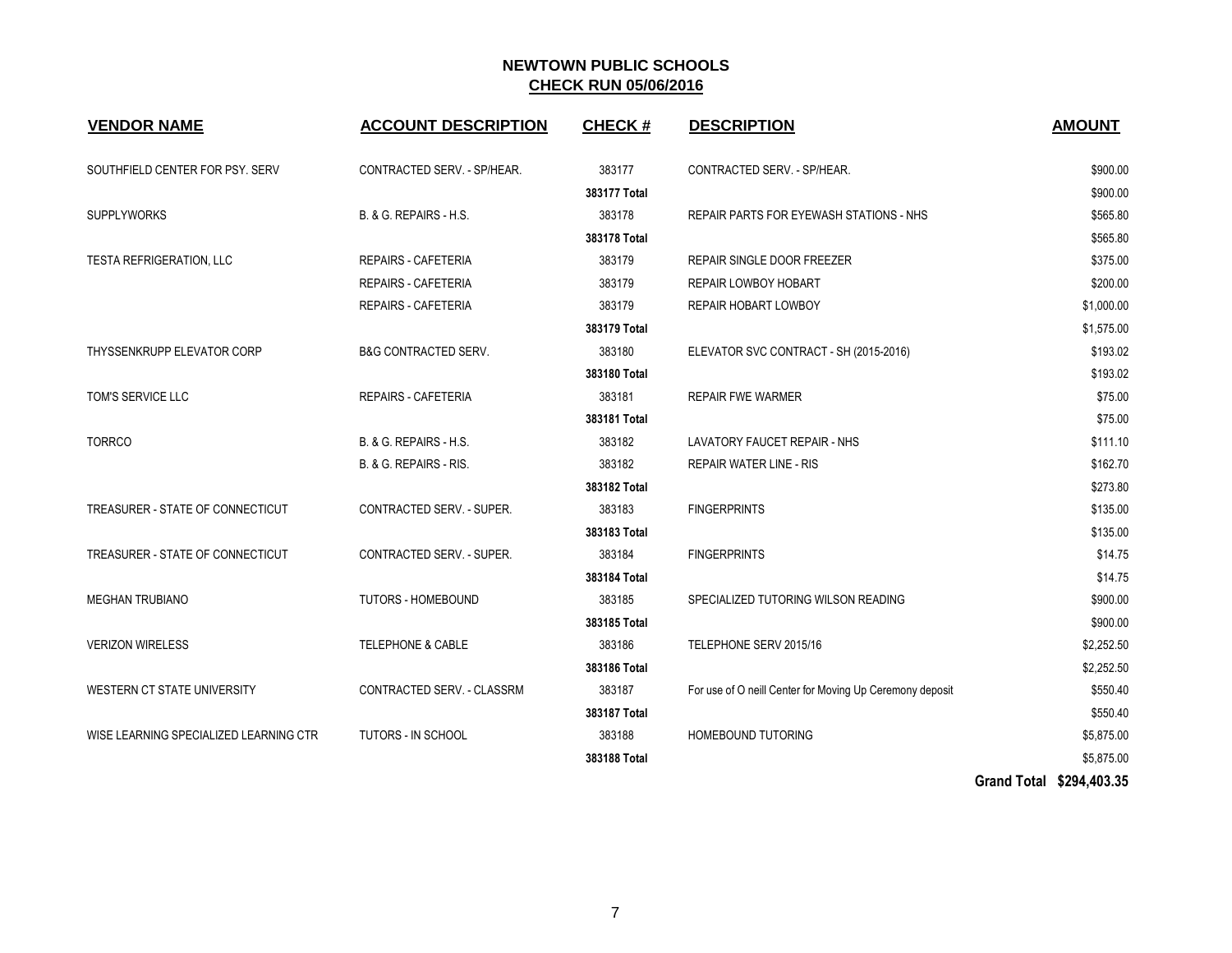## NEWTOWN PUBLIC SCHOOLS
## CHECK RUN 05/06/2016

| VENDOR NAME | ACCOUNT DESCRIPTION | CHECK # | DESCRIPTION | AMOUNT |
|---|---|---|---|---|
| SOUTHFIELD CENTER FOR PSY. SERV | CONTRACTED SERV. - SP/HEAR. | 383177 | CONTRACTED SERV. - SP/HEAR. | $900.00 |
| | | **383177 Total** | | $900.00 |
| SUPPLYWORKS | B. & G. REPAIRS - H.S. | 383178 | REPAIR PARTS FOR EYEWASH STATIONS - NHS | $565.80 |
| | | **383178 Total** | | $565.80 |
| TESTA REFRIGERATION, LLC | REPAIRS - CAFETERIA | 383179 | REPAIR SINGLE DOOR FREEZER | $375.00 |
| | REPAIRS - CAFETERIA | 383179 | REPAIR LOWBOY HOBART | $200.00 |
| | REPAIRS - CAFETERIA | 383179 | REPAIR HOBART LOWBOY | $1,000.00 |
| | | **383179 Total** | | $1,575.00 |
| THYSSENKRUPP ELEVATOR CORP | B&G CONTRACTED SERV. | 383180 | ELEVATOR SVC CONTRACT - SH (2015-2016) | $193.02 |
| | | **383180 Total** | | $193.02 |
| TOM'S SERVICE LLC | REPAIRS - CAFETERIA | 383181 | REPAIR FWE WARMER | $75.00 |
| | | **383181 Total** | | $75.00 |
| TORRCO | B. & G. REPAIRS - H.S. | 383182 | LAVATORY FAUCET REPAIR - NHS | $111.10 |
| | B. & G. REPAIRS - RIS. | 383182 | REPAIR WATER LINE - RIS | $162.70 |
| | | **383182 Total** | | $273.80 |
| TREASURER - STATE OF CONNECTICUT | CONTRACTED SERV. - SUPER. | 383183 | FINGERPRINTS | $135.00 |
| | | **383183 Total** | | $135.00 |
| TREASURER - STATE OF CONNECTICUT | CONTRACTED SERV. - SUPER. | 383184 | FINGERPRINTS | $14.75 |
| | | **383184 Total** | | $14.75 |
| MEGHAN TRUBIANO | TUTORS - HOMEBOUND | 383185 | SPECIALIZED TUTORING WILSON READING | $900.00 |
| | | **383185 Total** | | $900.00 |
| VERIZON WIRELESS | TELEPHONE & CABLE | 383186 | TELEPHONE SERV 2015/16 | $2,252.50 |
| | | **383186 Total** | | $2,252.50 |
| WESTERN CT STATE UNIVERSITY | CONTRACTED SERV. - CLASSRM | 383187 | For use of O neill Center for Moving Up Ceremony deposit | $550.40 |
| | | **383187 Total** | | $550.40 |
| WISE LEARNING SPECIALIZED LEARNING CTR | TUTORS - IN SCHOOL | 383188 | HOMEBOUND TUTORING | $5,875.00 |
| | | **383188 Total** | | $5,875.00 |
| | | | **Grand Total** | **$294,403.35** |